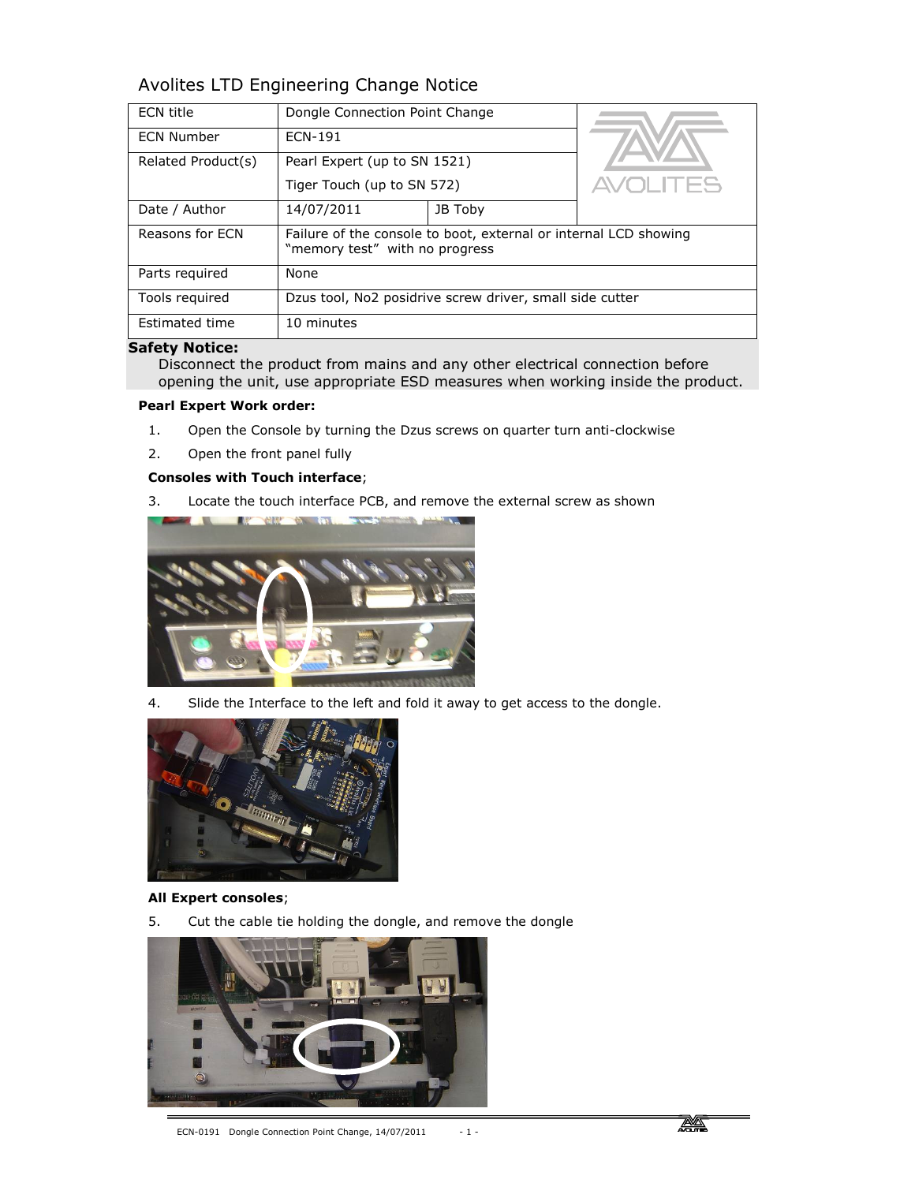# Avolites LTD Engineering Change Notice

| ECN title | Dongle Connection Point Change | |
|---|---|---|
| ECN Number | ECN-191 | |
| Related Product(s) | Pearl Expert (up to SN 1521)<br>Tiger Touch (up to SN 572) | |
| Date / Author | 14/07/2011 | JB Toby |
| Reasons for ECN | Failure of the console to boot, external or internal LCD showing “memory test” with no progress | |
| Parts required | None | |
| Tools required | Dzus tool, No2 posidrive screw driver, small side cutter | |
| Estimated time | 10 minutes | |

**Safety Notice:**

Disconnect the product from mains and any other electrical connection before opening the unit, use appropriate ESD measures when working inside the product.

**Pearl Expert Work order:**

1. Open the Console by turning the Dzus screws on quarter turn anti-clockwise
2. Open the front panel fully

**Consoles with Touch interface**;

3. Locate the touch interface PCB, and remove the external screw as shown

4. Slide the Interface to the left and fold it away to get access to the dongle.

**All Expert consoles**;

5. Cut the cable tie holding the dongle, and remove the dongle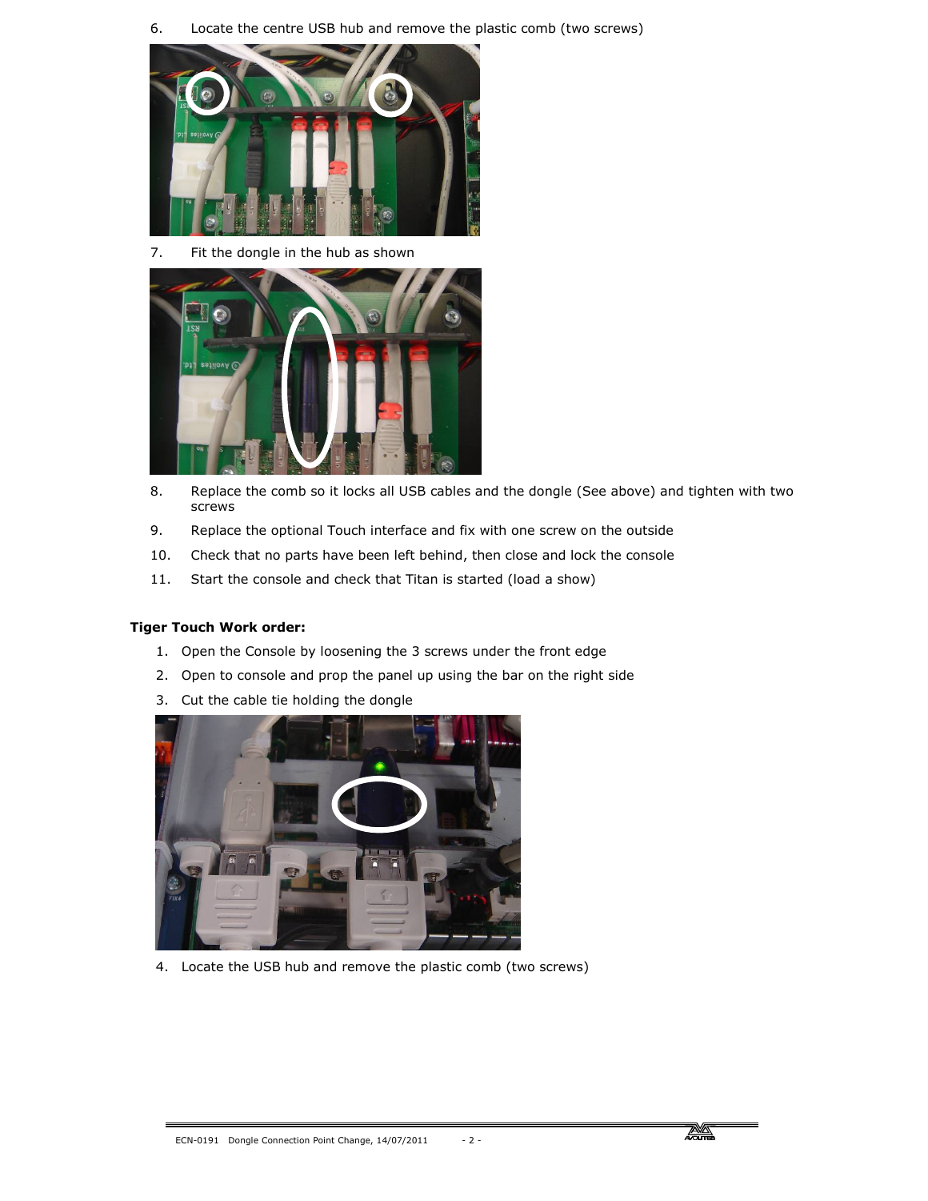6. Locate the centre USB hub and remove the plastic comb (two screws)

7. Fit the dongle in the hub as shown

8. Replace the comb so it locks all USB cables and the dongle (See above) and tighten with two screws

9. Replace the optional Touch interface and fix with one screw on the outside

10. Check that no parts have been left behind, then close and lock the console

11. Start the console and check that Titan is started (load a show)

**Tiger Touch Work order:**

1. Open the Console by loosening the 3 screws under the front edge
2. Open to console and prop the panel up using the bar on the right side
3. Cut the cable tie holding the dongle

4. Locate the USB hub and remove the plastic comb (two screws)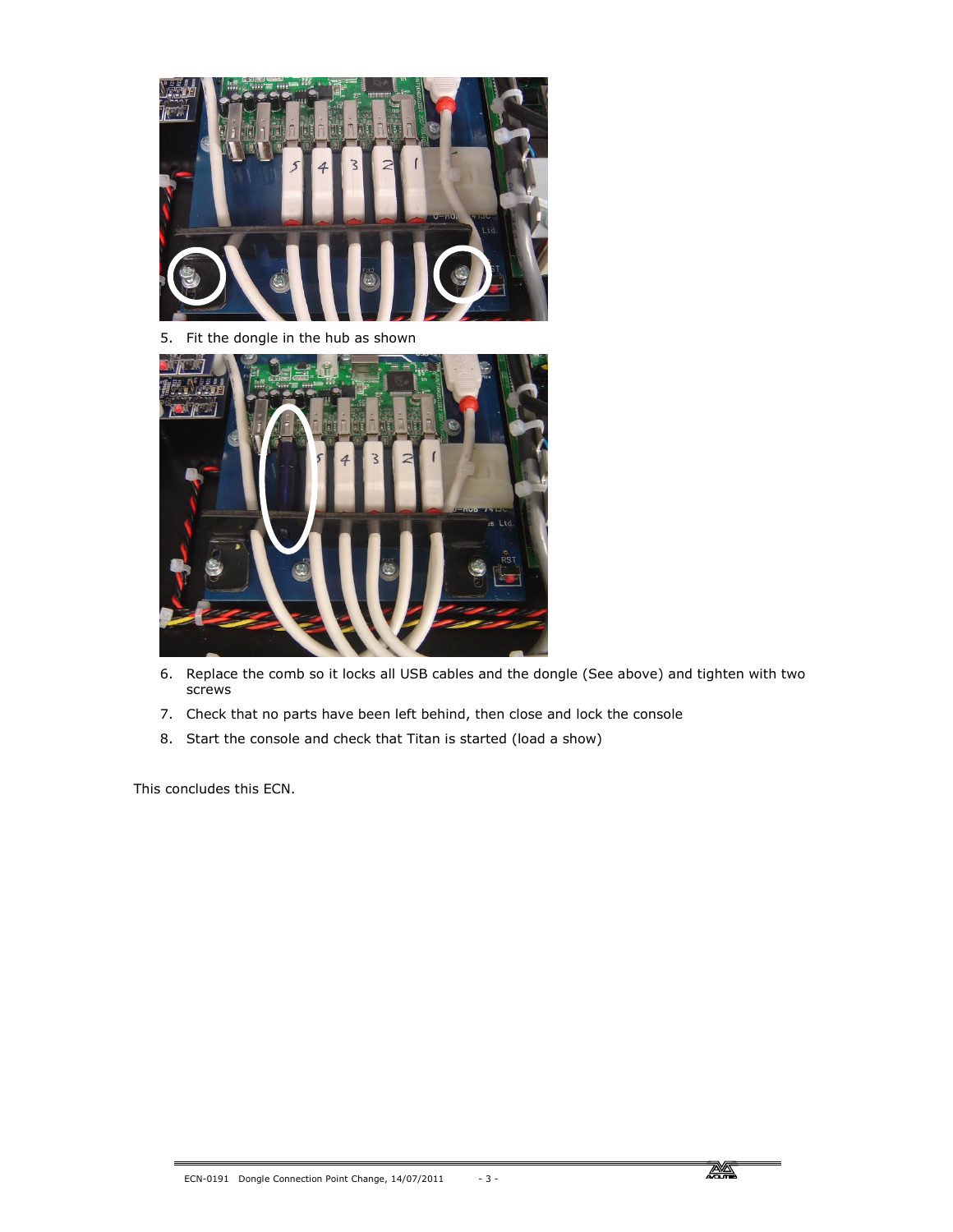5. Fit the dongle in the hub as shown

6. Replace the comb so it locks all USB cables and the dongle (See above) and tighten with two screws
7. Check that no parts have been left behind, then close and lock the console
8. Start the console and check that Titan is started (load a show)

This concludes this ECN.